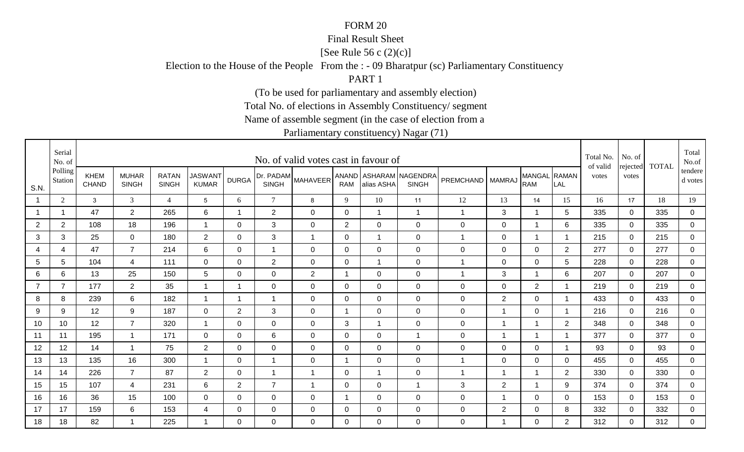FORM 20

Final Result Sheet

[See Rule 56 c (2)(c)]

Election to the House of the People From the : - 09 Bharatpur (sc) Parliamentary Constituency

PART 1

(To be used for parliamentary and assembly election)

Total No. of elections in Assembly Constituency/ segment

Name of assemble segment (in the case of election from a

Parliamentary constituency) Nagar (71)

| S.N. | Serial No. of Polling Station | No. of valid votes cast in favour of | | | | | | | | | | | | | | Total No. of valid votes | No. of rejected votes | TOTAL | Total No.of tendered votes |
|---|---|---|---|---|---|---|---|---|---|---|---|---|---|---|---|---|---|---|---|
| | | KHEM CHAND | MUHAR SINGH | RATAN SINGH | JASWANT KUMAR | DURGA | Dr. PADAM SINGH | MAHAVEER | ANAND RAM | ASHARAM alias ASHA | NAGENDRA SINGH | PREMCHAND | MAMRAJ | MANGAL RAM | RAMAN LAL | | | | |
| 1 | 2 | 3 | 3 | 4 | 5 | 6 | 7 | 8 | 9 | 10 | 11 | 12 | 13 | 14 | 15 | 16 | 17 | 18 | 19 |
| 1 | 1 | 47 | 2 | 265 | 6 | 1 | 2 | 0 | 0 | 1 | 1 | 1 | 3 | 1 | 5 | 335 | 0 | 335 | 0 |
| 2 | 2 | 108 | 18 | 196 | 1 | 0 | 3 | 0 | 2 | 0 | 0 | 0 | 0 | 1 | 6 | 335 | 0 | 335 | 0 |
| 3 | 3 | 25 | 0 | 180 | 2 | 0 | 3 | 1 | 0 | 1 | 0 | 1 | 0 | 1 | 1 | 215 | 0 | 215 | 0 |
| 4 | 4 | 47 | 7 | 214 | 6 | 0 | 1 | 0 | 0 | 0 | 0 | 0 | 0 | 0 | 2 | 277 | 0 | 277 | 0 |
| 5 | 5 | 104 | 4 | 111 | 0 | 0 | 2 | 0 | 0 | 1 | 0 | 1 | 0 | 0 | 5 | 228 | 0 | 228 | 0 |
| 6 | 6 | 13 | 25 | 150 | 5 | 0 | 0 | 2 | 1 | 0 | 0 | 1 | 3 | 1 | 6 | 207 | 0 | 207 | 0 |
| 7 | 7 | 177 | 2 | 35 | 1 | 1 | 0 | 0 | 0 | 0 | 0 | 0 | 0 | 2 | 1 | 219 | 0 | 219 | 0 |
| 8 | 8 | 239 | 6 | 182 | 1 | 1 | 1 | 0 | 0 | 0 | 0 | 0 | 2 | 0 | 1 | 433 | 0 | 433 | 0 |
| 9 | 9 | 12 | 9 | 187 | 0 | 2 | 3 | 0 | 1 | 0 | 0 | 0 | 1 | 0 | 1 | 216 | 0 | 216 | 0 |
| 10 | 10 | 12 | 7 | 320 | 1 | 0 | 0 | 0 | 3 | 1 | 0 | 0 | 1 | 1 | 2 | 348 | 0 | 348 | 0 |
| 11 | 11 | 195 | 1 | 171 | 0 | 0 | 6 | 0 | 0 | 0 | 1 | 0 | 1 | 1 | 1 | 377 | 0 | 377 | 0 |
| 12 | 12 | 14 | 1 | 75 | 2 | 0 | 0 | 0 | 0 | 0 | 0 | 0 | 0 | 0 | 1 | 93 | 0 | 93 | 0 |
| 13 | 13 | 135 | 16 | 300 | 1 | 0 | 1 | 0 | 1 | 0 | 0 | 1 | 0 | 0 | 0 | 455 | 0 | 455 | 0 |
| 14 | 14 | 226 | 7 | 87 | 2 | 0 | 1 | 1 | 0 | 1 | 0 | 1 | 1 | 1 | 2 | 330 | 0 | 330 | 0 |
| 15 | 15 | 107 | 4 | 231 | 6 | 2 | 7 | 1 | 0 | 0 | 1 | 3 | 2 | 1 | 9 | 374 | 0 | 374 | 0 |
| 16 | 16 | 36 | 15 | 100 | 0 | 0 | 0 | 0 | 1 | 0 | 0 | 0 | 1 | 0 | 0 | 153 | 0 | 153 | 0 |
| 17 | 17 | 159 | 6 | 153 | 4 | 0 | 0 | 0 | 0 | 0 | 0 | 0 | 2 | 0 | 8 | 332 | 0 | 332 | 0 |
| 18 | 18 | 82 | 1 | 225 | 1 | 0 | 0 | 0 | 0 | 0 | 0 | 0 | 1 | 0 | 2 | 312 | 0 | 312 | 0 |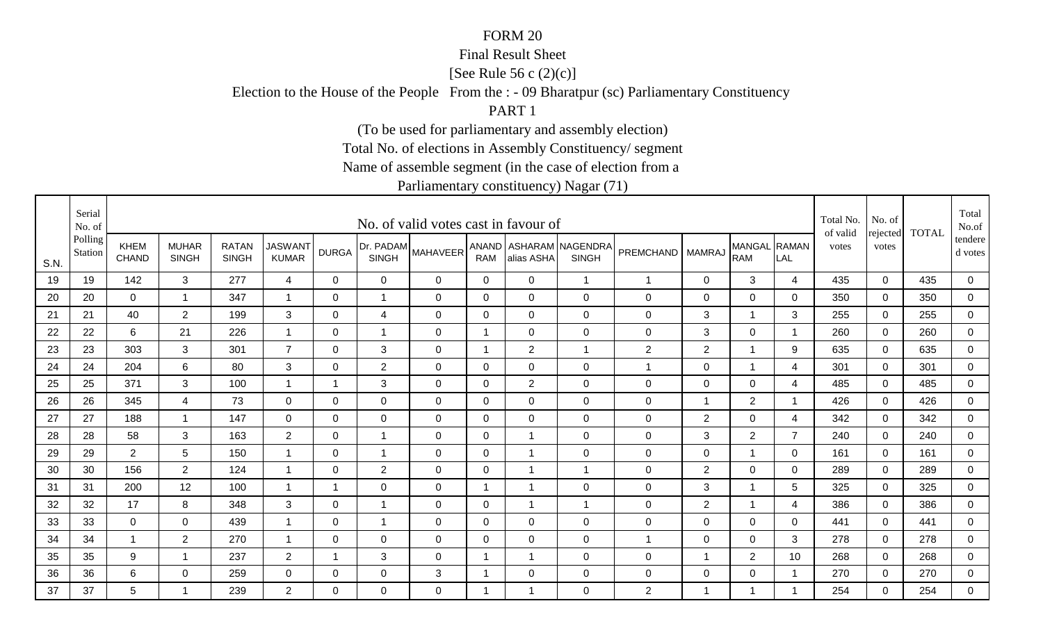FORM 20

Final Result Sheet

[See Rule 56 c (2)(c)]

Election to the House of the People From the : - 09 Bharatpur (sc) Parliamentary Constituency

PART 1

(To be used for parliamentary and assembly election)

Total No. of elections in Assembly Constituency/ segment

Name of assemble segment (in the case of election from a

Parliamentary constituency) Nagar (71)

| S.N. | Serial No. of Polling Station | No. of valid votes cast in favour of | | | | | | | | | | | | | | Total No. of valid votes | No. of rejected votes | TOTAL | Total No.of tendered votes |
|---|---|---|---|---|---|---|---|---|---|---|---|---|---|---|---|---|---|---|---|
| | | KHEM CHAND | MUHAR SINGH | RATAN SINGH | JASWANT KUMAR | DURGA | Dr. PADAM SINGH | MAHAVEER | ANAND RAM | ASHARAM alias ASHA | NAGENDRA SINGH | PREMCHAND | MAMRAJ | MANGAL RAM | RAMAN LAL | | | | |
| 19 | 19 | 142 | 3 | 277 | 4 | 0 | 0 | 0 | 0 | 0 | 1 | 1 | 0 | 3 | 4 | 435 | 0 | 435 | 0 |
| 20 | 20 | 0 | 1 | 347 | 1 | 0 | 1 | 0 | 0 | 0 | 0 | 0 | 0 | 0 | 0 | 350 | 0 | 350 | 0 |
| 21 | 21 | 40 | 2 | 199 | 3 | 0 | 4 | 0 | 0 | 0 | 0 | 0 | 3 | 1 | 3 | 255 | 0 | 255 | 0 |
| 22 | 22 | 6 | 21 | 226 | 1 | 0 | 1 | 0 | 1 | 0 | 0 | 0 | 3 | 0 | 1 | 260 | 0 | 260 | 0 |
| 23 | 23 | 303 | 3 | 301 | 7 | 0 | 3 | 0 | 1 | 2 | 1 | 2 | 2 | 1 | 9 | 635 | 0 | 635 | 0 |
| 24 | 24 | 204 | 6 | 80 | 3 | 0 | 2 | 0 | 0 | 0 | 0 | 1 | 0 | 1 | 4 | 301 | 0 | 301 | 0 |
| 25 | 25 | 371 | 3 | 100 | 1 | 1 | 3 | 0 | 0 | 2 | 0 | 0 | 0 | 0 | 4 | 485 | 0 | 485 | 0 |
| 26 | 26 | 345 | 4 | 73 | 0 | 0 | 0 | 0 | 0 | 0 | 0 | 0 | 1 | 2 | 1 | 426 | 0 | 426 | 0 |
| 27 | 27 | 188 | 1 | 147 | 0 | 0 | 0 | 0 | 0 | 0 | 0 | 0 | 2 | 0 | 4 | 342 | 0 | 342 | 0 |
| 28 | 28 | 58 | 3 | 163 | 2 | 0 | 1 | 0 | 0 | 1 | 0 | 0 | 3 | 2 | 7 | 240 | 0 | 240 | 0 |
| 29 | 29 | 2 | 5 | 150 | 1 | 0 | 1 | 0 | 0 | 1 | 0 | 0 | 0 | 1 | 0 | 161 | 0 | 161 | 0 |
| 30 | 30 | 156 | 2 | 124 | 1 | 0 | 2 | 0 | 0 | 1 | 1 | 0 | 2 | 0 | 0 | 289 | 0 | 289 | 0 |
| 31 | 31 | 200 | 12 | 100 | 1 | 1 | 0 | 0 | 1 | 1 | 0 | 0 | 3 | 1 | 5 | 325 | 0 | 325 | 0 |
| 32 | 32 | 17 | 8 | 348 | 3 | 0 | 1 | 0 | 0 | 1 | 1 | 0 | 2 | 1 | 4 | 386 | 0 | 386 | 0 |
| 33 | 33 | 0 | 0 | 439 | 1 | 0 | 1 | 0 | 0 | 0 | 0 | 0 | 0 | 0 | 0 | 441 | 0 | 441 | 0 |
| 34 | 34 | 1 | 2 | 270 | 1 | 0 | 0 | 0 | 0 | 0 | 0 | 1 | 0 | 0 | 3 | 278 | 0 | 278 | 0 |
| 35 | 35 | 9 | 1 | 237 | 2 | 1 | 3 | 0 | 1 | 1 | 0 | 0 | 1 | 2 | 10 | 268 | 0 | 268 | 0 |
| 36 | 36 | 6 | 0 | 259 | 0 | 0 | 0 | 3 | 1 | 0 | 0 | 0 | 0 | 0 | 1 | 270 | 0 | 270 | 0 |
| 37 | 37 | 5 | 1 | 239 | 2 | 0 | 0 | 0 | 1 | 1 | 0 | 2 | 1 | 1 | 1 | 254 | 0 | 254 | 0 |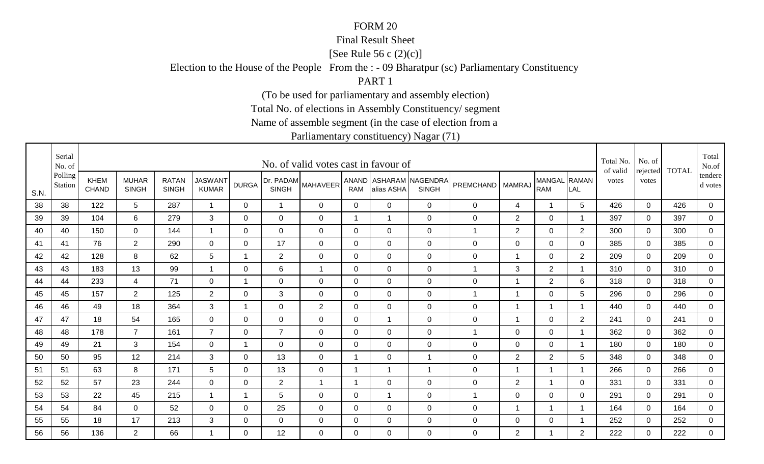FORM 20

Final Result Sheet

[See Rule 56 c (2)(c)]

Election to the House of the People From the : - 09 Bharatpur (sc) Parliamentary Constituency

PART 1

(To be used for parliamentary and assembly election)

Total No. of elections in Assembly Constituency/ segment

Name of assemble segment (in the case of election from a Parliamentary constituency) Nagar (71)

| S.N. | Serial No. of Polling Station | No. of valid votes cast in favour of | | | | | | | | | | | | | | Total No. of valid votes | No. of rejected votes | TOTAL | Total No.of tendered votes |
|---|---|---|---|---|---|---|---|---|---|---|---|---|---|---|---|---|---|---|---|
| | | KHEM CHAND | MUHAR SINGH | RATAN SINGH | JASWANT KUMAR | DURGA | Dr. PADAM SINGH | MAHAVEER | ANAND RAM | ASHARAM alias ASHA | NAGENDRA SINGH | PREMCHAND | MAMRAJ | MANGAL RAM | RAMAN LAL | | | | |
| 38 | 38 | 122 | 5 | 287 | 1 | 0 | 1 | 0 | 0 | 0 | 0 | 0 | 4 | 1 | 5 | 426 | 0 | 426 | 0 |
| 39 | 39 | 104 | 6 | 279 | 3 | 0 | 0 | 0 | 1 | 1 | 0 | 0 | 2 | 0 | 1 | 397 | 0 | 397 | 0 |
| 40 | 40 | 150 | 0 | 144 | 1 | 0 | 0 | 0 | 0 | 0 | 0 | 1 | 2 | 0 | 2 | 300 | 0 | 300 | 0 |
| 41 | 41 | 76 | 2 | 290 | 0 | 0 | 17 | 0 | 0 | 0 | 0 | 0 | 0 | 0 | 0 | 385 | 0 | 385 | 0 |
| 42 | 42 | 128 | 8 | 62 | 5 | 1 | 2 | 0 | 0 | 0 | 0 | 0 | 1 | 0 | 2 | 209 | 0 | 209 | 0 |
| 43 | 43 | 183 | 13 | 99 | 1 | 0 | 6 | 1 | 0 | 0 | 0 | 1 | 3 | 2 | 1 | 310 | 0 | 310 | 0 |
| 44 | 44 | 233 | 4 | 71 | 0 | 1 | 0 | 0 | 0 | 0 | 0 | 0 | 1 | 2 | 6 | 318 | 0 | 318 | 0 |
| 45 | 45 | 157 | 2 | 125 | 2 | 0 | 3 | 0 | 0 | 0 | 0 | 1 | 1 | 0 | 5 | 296 | 0 | 296 | 0 |
| 46 | 46 | 49 | 18 | 364 | 3 | 1 | 0 | 2 | 0 | 0 | 0 | 0 | 1 | 1 | 1 | 440 | 0 | 440 | 0 |
| 47 | 47 | 18 | 54 | 165 | 0 | 0 | 0 | 0 | 0 | 1 | 0 | 0 | 1 | 0 | 2 | 241 | 0 | 241 | 0 |
| 48 | 48 | 178 | 7 | 161 | 7 | 0 | 7 | 0 | 0 | 0 | 0 | 1 | 0 | 0 | 1 | 362 | 0 | 362 | 0 |
| 49 | 49 | 21 | 3 | 154 | 0 | 1 | 0 | 0 | 0 | 0 | 0 | 0 | 0 | 0 | 1 | 180 | 0 | 180 | 0 |
| 50 | 50 | 95 | 12 | 214 | 3 | 0 | 13 | 0 | 1 | 0 | 1 | 0 | 2 | 2 | 5 | 348 | 0 | 348 | 0 |
| 51 | 51 | 63 | 8 | 171 | 5 | 0 | 13 | 0 | 1 | 1 | 1 | 0 | 1 | 1 | 1 | 266 | 0 | 266 | 0 |
| 52 | 52 | 57 | 23 | 244 | 0 | 0 | 2 | 1 | 1 | 0 | 0 | 0 | 2 | 1 | 0 | 331 | 0 | 331 | 0 |
| 53 | 53 | 22 | 45 | 215 | 1 | 1 | 5 | 0 | 0 | 1 | 0 | 1 | 0 | 0 | 0 | 291 | 0 | 291 | 0 |
| 54 | 54 | 84 | 0 | 52 | 0 | 0 | 25 | 0 | 0 | 0 | 0 | 0 | 1 | 1 | 1 | 164 | 0 | 164 | 0 |
| 55 | 55 | 18 | 17 | 213 | 3 | 0 | 0 | 0 | 0 | 0 | 0 | 0 | 0 | 0 | 1 | 252 | 0 | 252 | 0 |
| 56 | 56 | 136 | 2 | 66 | 1 | 0 | 12 | 0 | 0 | 0 | 0 | 0 | 2 | 1 | 2 | 222 | 0 | 222 | 0 |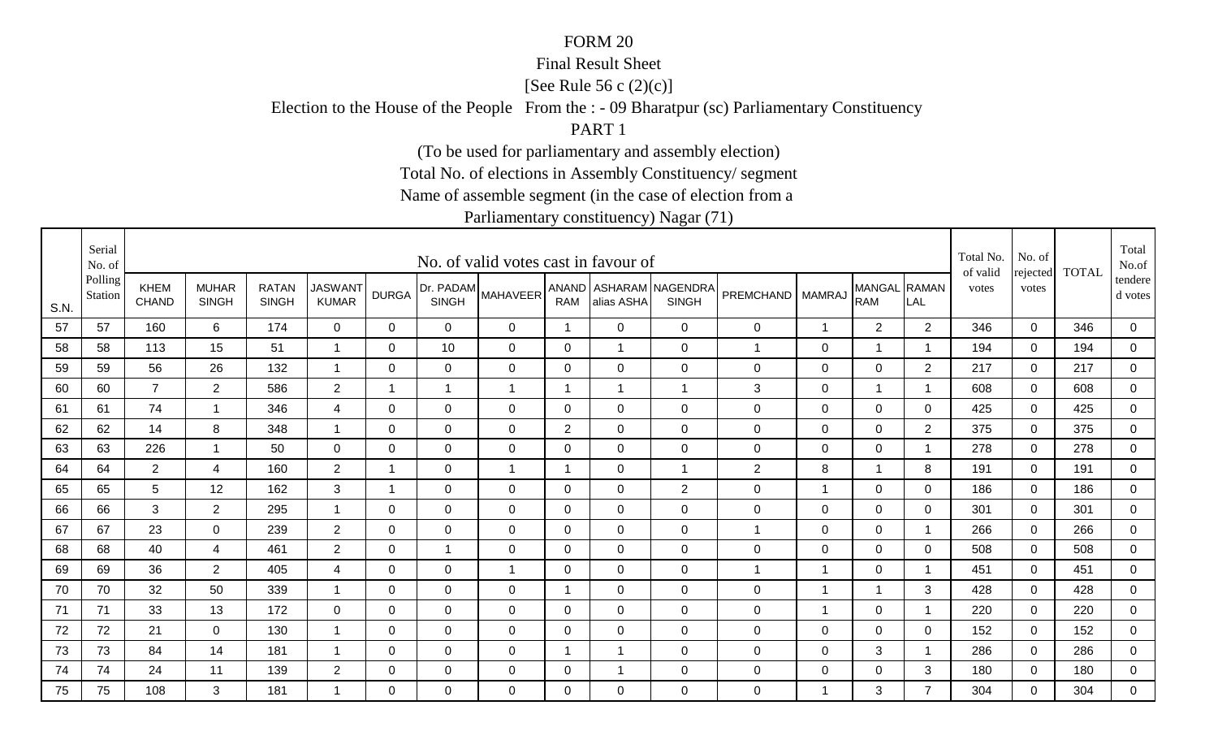# FORM 20

## Final Result Sheet

[See Rule 56 c (2)(c)]

Election to the House of the People From the : - 09 Bharatpur (sc) Parliamentary Constituency

PART 1

(To be used for parliamentary and assembly election)

Total No. of elections in Assembly Constituency/ segment

Name of assemble segment (in the case of election from a Parliamentary constituency) Nagar (71)

| S.N. | Serial No. of Polling Station | No. of valid votes cast in favour of | | | | | | | | | | | | | | Total No. of valid votes | No. of rejected votes | TOTAL | Total No.of tendered votes |
|---|---|---|---|---|---|---|---|---|---|---|---|---|---|---|---|---|---|---|---|
| | | KHEM CHAND | MUHAR SINGH | RATAN SINGH | JASWANT KUMAR | DURGA | Dr. PADAM SINGH | MAHAVEER | ANAND RAM | ASHARAM alias ASHA | NAGENDRA SINGH | PREMCHAND | MAMRAJ | MANGAL RAM | RAMAN LAL | | | | |
| 57 | 57 | 160 | 6 | 174 | 0 | 0 | 0 | 0 | 1 | 0 | 0 | 0 | 1 | 2 | 2 | 346 | 0 | 346 | 0 |
| 58 | 58 | 113 | 15 | 51 | 1 | 0 | 10 | 0 | 0 | 1 | 0 | 1 | 0 | 1 | 1 | 194 | 0 | 194 | 0 |
| 59 | 59 | 56 | 26 | 132 | 1 | 0 | 0 | 0 | 0 | 0 | 0 | 0 | 0 | 0 | 2 | 217 | 0 | 217 | 0 |
| 60 | 60 | 7 | 2 | 586 | 2 | 1 | 1 | 1 | 1 | 1 | 1 | 3 | 0 | 1 | 1 | 608 | 0 | 608 | 0 |
| 61 | 61 | 74 | 1 | 346 | 4 | 0 | 0 | 0 | 0 | 0 | 0 | 0 | 0 | 0 | 0 | 425 | 0 | 425 | 0 |
| 62 | 62 | 14 | 8 | 348 | 1 | 0 | 0 | 0 | 2 | 0 | 0 | 0 | 0 | 0 | 2 | 375 | 0 | 375 | 0 |
| 63 | 63 | 226 | 1 | 50 | 0 | 0 | 0 | 0 | 0 | 0 | 0 | 0 | 0 | 0 | 1 | 278 | 0 | 278 | 0 |
| 64 | 64 | 2 | 4 | 160 | 2 | 1 | 0 | 1 | 1 | 0 | 1 | 2 | 8 | 1 | 8 | 191 | 0 | 191 | 0 |
| 65 | 65 | 5 | 12 | 162 | 3 | 1 | 0 | 0 | 0 | 0 | 2 | 0 | 1 | 0 | 0 | 186 | 0 | 186 | 0 |
| 66 | 66 | 3 | 2 | 295 | 1 | 0 | 0 | 0 | 0 | 0 | 0 | 0 | 0 | 0 | 0 | 301 | 0 | 301 | 0 |
| 67 | 67 | 23 | 0 | 239 | 2 | 0 | 0 | 0 | 0 | 0 | 0 | 1 | 0 | 0 | 1 | 266 | 0 | 266 | 0 |
| 68 | 68 | 40 | 4 | 461 | 2 | 0 | 1 | 0 | 0 | 0 | 0 | 0 | 0 | 0 | 0 | 508 | 0 | 508 | 0 |
| 69 | 69 | 36 | 2 | 405 | 4 | 0 | 0 | 1 | 0 | 0 | 0 | 1 | 1 | 0 | 1 | 451 | 0 | 451 | 0 |
| 70 | 70 | 32 | 50 | 339 | 1 | 0 | 0 | 0 | 1 | 0 | 0 | 0 | 1 | 1 | 3 | 428 | 0 | 428 | 0 |
| 71 | 71 | 33 | 13 | 172 | 0 | 0 | 0 | 0 | 0 | 0 | 0 | 0 | 1 | 0 | 1 | 220 | 0 | 220 | 0 |
| 72 | 72 | 21 | 0 | 130 | 1 | 0 | 0 | 0 | 0 | 0 | 0 | 0 | 0 | 0 | 0 | 152 | 0 | 152 | 0 |
| 73 | 73 | 84 | 14 | 181 | 1 | 0 | 0 | 0 | 1 | 1 | 0 | 0 | 0 | 3 | 1 | 286 | 0 | 286 | 0 |
| 74 | 74 | 24 | 11 | 139 | 2 | 0 | 0 | 0 | 0 | 1 | 0 | 0 | 0 | 0 | 3 | 180 | 0 | 180 | 0 |
| 75 | 75 | 108 | 3 | 181 | 1 | 0 | 0 | 0 | 0 | 0 | 0 | 0 | 1 | 3 | 7 | 304 | 0 | 304 | 0 |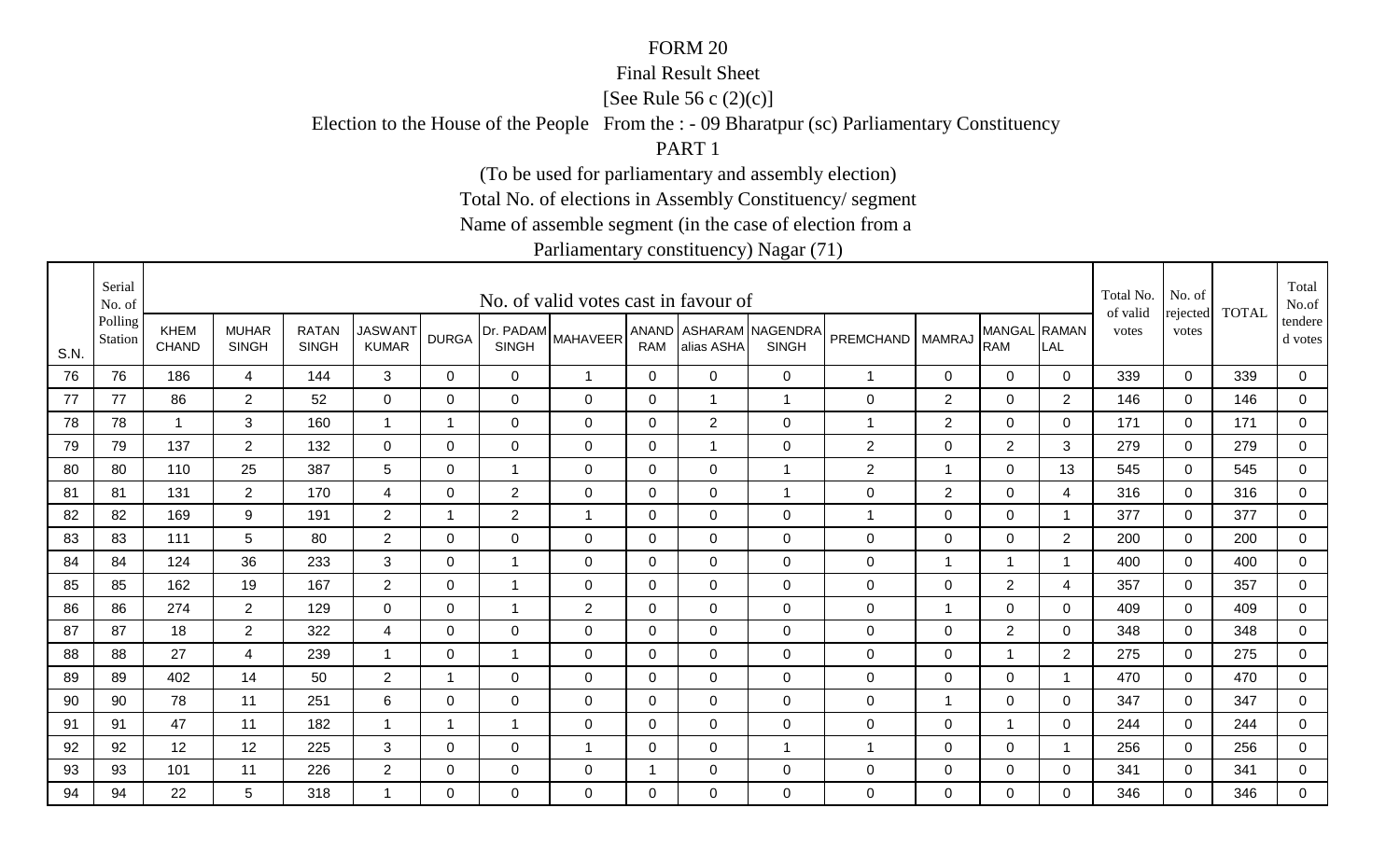FORM 20

Final Result Sheet

[See Rule 56 c (2)(c)]

Election to the House of the People From the : - 09 Bharatpur (sc) Parliamentary Constituency

PART 1

(To be used for parliamentary and assembly election)

Total No. of elections in Assembly Constituency/ segment

Name of assemble segment (in the case of election from a

Parliamentary constituency) Nagar (71)

| S.N. | Serial No. of Polling Station | No. of valid votes cast in favour of | | | | | | | | | | | | | | Total No. of valid votes | No. of rejected votes | TOTAL | Total No.of tendered votes |
|---|---|---|---|---|---|---|---|---|---|---|---|---|---|---|---|---|---|---|---|
| | | KHEM CHAND | MUHAR SINGH | RATAN SINGH | JASWANT KUMAR | DURGA | Dr. PADAM SINGH | MAHAVEER | ANAND RAM | ASHARAM alias ASHA | NAGENDRA SINGH | PREMCHAND | MAMRAJ | MANGAL RAM | RAMAN LAL | | | | |
| 76 | 76 | 186 | 4 | 144 | 3 | 0 | 0 | 1 | 0 | 0 | 0 | 1 | 0 | 0 | 0 | 339 | 0 | 339 | 0 |
| 77 | 77 | 86 | 2 | 52 | 0 | 0 | 0 | 0 | 0 | 1 | 1 | 0 | 2 | 0 | 2 | 146 | 0 | 146 | 0 |
| 78 | 78 | 1 | 3 | 160 | 1 | 1 | 0 | 0 | 0 | 2 | 0 | 1 | 2 | 0 | 0 | 171 | 0 | 171 | 0 |
| 79 | 79 | 137 | 2 | 132 | 0 | 0 | 0 | 0 | 0 | 1 | 0 | 2 | 0 | 2 | 3 | 279 | 0 | 279 | 0 |
| 80 | 80 | 110 | 25 | 387 | 5 | 0 | 1 | 0 | 0 | 0 | 1 | 2 | 1 | 0 | 13 | 545 | 0 | 545 | 0 |
| 81 | 81 | 131 | 2 | 170 | 4 | 0 | 2 | 0 | 0 | 0 | 1 | 0 | 2 | 0 | 4 | 316 | 0 | 316 | 0 |
| 82 | 82 | 169 | 9 | 191 | 2 | 1 | 2 | 1 | 0 | 0 | 0 | 1 | 0 | 0 | 1 | 377 | 0 | 377 | 0 |
| 83 | 83 | 111 | 5 | 80 | 2 | 0 | 0 | 0 | 0 | 0 | 0 | 0 | 0 | 0 | 2 | 200 | 0 | 200 | 0 |
| 84 | 84 | 124 | 36 | 233 | 3 | 0 | 1 | 0 | 0 | 0 | 0 | 0 | 1 | 1 | 1 | 400 | 0 | 400 | 0 |
| 85 | 85 | 162 | 19 | 167 | 2 | 0 | 1 | 0 | 0 | 0 | 0 | 0 | 0 | 2 | 4 | 357 | 0 | 357 | 0 |
| 86 | 86 | 274 | 2 | 129 | 0 | 0 | 1 | 2 | 0 | 0 | 0 | 0 | 1 | 0 | 0 | 409 | 0 | 409 | 0 |
| 87 | 87 | 18 | 2 | 322 | 4 | 0 | 0 | 0 | 0 | 0 | 0 | 0 | 0 | 2 | 0 | 348 | 0 | 348 | 0 |
| 88 | 88 | 27 | 4 | 239 | 1 | 0 | 1 | 0 | 0 | 0 | 0 | 0 | 0 | 1 | 2 | 275 | 0 | 275 | 0 |
| 89 | 89 | 402 | 14 | 50 | 2 | 1 | 0 | 0 | 0 | 0 | 0 | 0 | 0 | 0 | 1 | 470 | 0 | 470 | 0 |
| 90 | 90 | 78 | 11 | 251 | 6 | 0 | 0 | 0 | 0 | 0 | 0 | 0 | 1 | 0 | 0 | 347 | 0 | 347 | 0 |
| 91 | 91 | 47 | 11 | 182 | 1 | 1 | 1 | 0 | 0 | 0 | 0 | 0 | 0 | 1 | 0 | 244 | 0 | 244 | 0 |
| 92 | 92 | 12 | 12 | 225 | 3 | 0 | 0 | 1 | 0 | 0 | 1 | 1 | 0 | 0 | 1 | 256 | 0 | 256 | 0 |
| 93 | 93 | 101 | 11 | 226 | 2 | 0 | 0 | 0 | 1 | 0 | 0 | 0 | 0 | 0 | 0 | 341 | 0 | 341 | 0 |
| 94 | 94 | 22 | 5 | 318 | 1 | 0 | 0 | 0 | 0 | 0 | 0 | 0 | 0 | 0 | 0 | 346 | 0 | 346 | 0 |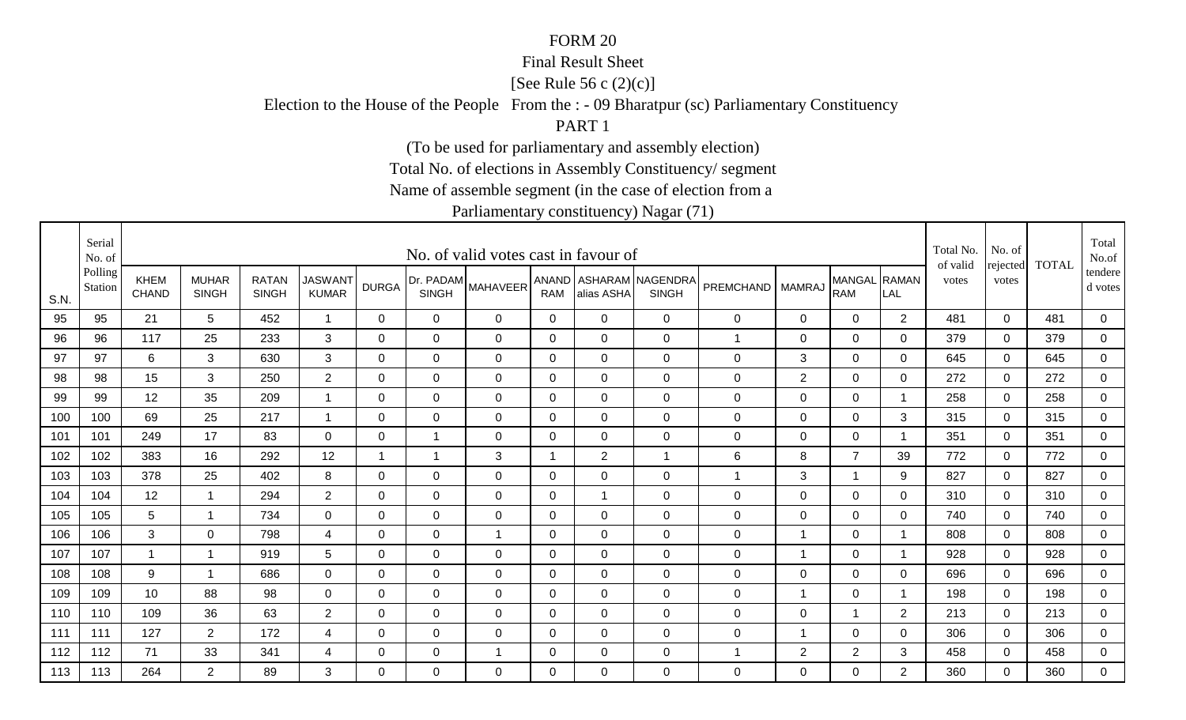FORM 20

Final Result Sheet

[See Rule 56 c (2)(c)]

Election to the House of the People From the : - 09 Bharatpur (sc) Parliamentary Constituency

PART 1

(To be used for parliamentary and assembly election)

Total No. of elections in Assembly Constituency/ segment

Name of assemble segment (in the case of election from a

Parliamentary constituency) Nagar (71)

| S.N. | Serial No. of Polling Station | No. of valid votes cast in favour of | | | | | | | | | | | | | | Total No. of valid votes | No. of rejected votes | TOTAL | Total No.of tendered votes |
|---|---|---|---|---|---|---|---|---|---|---|---|---|---|---|---|---|---|---|---|
| | | KHEM CHAND | MUHAR SINGH | RATAN SINGH | JASWANT KUMAR | DURGA | Dr. PADAM SINGH | MAHAVEER | ANAND RAM | ASHARAM alias ASHA | NAGENDRA SINGH | PREMCHAND | MAMRAJ | MANGAL RAM | RAMAN LAL | | | | |
| 95 | 95 | 21 | 5 | 452 | 1 | 0 | 0 | 0 | 0 | 0 | 0 | 0 | 0 | 0 | 2 | 481 | 0 | 481 | 0 |
| 96 | 96 | 117 | 25 | 233 | 3 | 0 | 0 | 0 | 0 | 0 | 0 | 1 | 0 | 0 | 0 | 379 | 0 | 379 | 0 |
| 97 | 97 | 6 | 3 | 630 | 3 | 0 | 0 | 0 | 0 | 0 | 0 | 0 | 3 | 0 | 0 | 645 | 0 | 645 | 0 |
| 98 | 98 | 15 | 3 | 250 | 2 | 0 | 0 | 0 | 0 | 0 | 0 | 0 | 2 | 0 | 0 | 272 | 0 | 272 | 0 |
| 99 | 99 | 12 | 35 | 209 | 1 | 0 | 0 | 0 | 0 | 0 | 0 | 0 | 0 | 0 | 1 | 258 | 0 | 258 | 0 |
| 100 | 100 | 69 | 25 | 217 | 1 | 0 | 0 | 0 | 0 | 0 | 0 | 0 | 0 | 0 | 3 | 315 | 0 | 315 | 0 |
| 101 | 101 | 249 | 17 | 83 | 0 | 0 | 1 | 0 | 0 | 0 | 0 | 0 | 0 | 0 | 1 | 351 | 0 | 351 | 0 |
| 102 | 102 | 383 | 16 | 292 | 12 | 1 | 1 | 3 | 1 | 2 | 1 | 6 | 8 | 7 | 39 | 772 | 0 | 772 | 0 |
| 103 | 103 | 378 | 25 | 402 | 8 | 0 | 0 | 0 | 0 | 0 | 0 | 1 | 3 | 1 | 9 | 827 | 0 | 827 | 0 |
| 104 | 104 | 12 | 1 | 294 | 2 | 0 | 0 | 0 | 0 | 1 | 0 | 0 | 0 | 0 | 0 | 310 | 0 | 310 | 0 |
| 105 | 105 | 5 | 1 | 734 | 0 | 0 | 0 | 0 | 0 | 0 | 0 | 0 | 0 | 0 | 0 | 740 | 0 | 740 | 0 |
| 106 | 106 | 3 | 0 | 798 | 4 | 0 | 0 | 1 | 0 | 0 | 0 | 0 | 1 | 0 | 1 | 808 | 0 | 808 | 0 |
| 107 | 107 | 1 | 1 | 919 | 5 | 0 | 0 | 0 | 0 | 0 | 0 | 0 | 1 | 0 | 1 | 928 | 0 | 928 | 0 |
| 108 | 108 | 9 | 1 | 686 | 0 | 0 | 0 | 0 | 0 | 0 | 0 | 0 | 0 | 0 | 0 | 696 | 0 | 696 | 0 |
| 109 | 109 | 10 | 88 | 98 | 0 | 0 | 0 | 0 | 0 | 0 | 0 | 0 | 1 | 0 | 1 | 198 | 0 | 198 | 0 |
| 110 | 110 | 109 | 36 | 63 | 2 | 0 | 0 | 0 | 0 | 0 | 0 | 0 | 0 | 1 | 2 | 213 | 0 | 213 | 0 |
| 111 | 111 | 127 | 2 | 172 | 4 | 0 | 0 | 0 | 0 | 0 | 0 | 0 | 1 | 0 | 0 | 306 | 0 | 306 | 0 |
| 112 | 112 | 71 | 33 | 341 | 4 | 0 | 0 | 1 | 0 | 0 | 0 | 1 | 2 | 2 | 3 | 458 | 0 | 458 | 0 |
| 113 | 113 | 264 | 2 | 89 | 3 | 0 | 0 | 0 | 0 | 0 | 0 | 0 | 0 | 0 | 2 | 360 | 0 | 360 | 0 |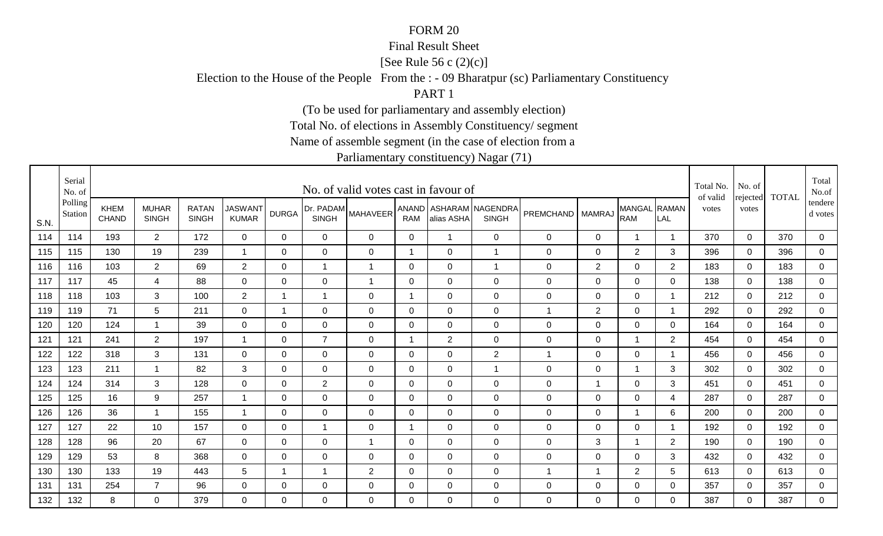FORM 20

Final Result Sheet

[See Rule 56 c (2)(c)]

Election to the House of the People From the : - 09 Bharatpur (sc) Parliamentary Constituency

PART 1

(To be used for parliamentary and assembly election)

Total No. of elections in Assembly Constituency/ segment

Name of assemble segment (in the case of election from a

Parliamentary constituency) Nagar (71)

| S.N. | Serial No. of Polling Station | No. of valid votes cast in favour of | | | | | | | | | | | | | | Total No. of valid votes | No. of rejected votes | TOTAL | Total No.of tendered votes |
|---|---|---|---|---|---|---|---|---|---|---|---|---|---|---|---|---|---|---|---|
| | | KHEM CHAND | MUHAR SINGH | RATAN SINGH | JASWANT KUMAR | DURGA | Dr. PADAM SINGH | MAHAVEER | ANAND RAM | ASHARAM alias ASHA | NAGENDRA SINGH | PREMCHAND | MAMRAJ | MANGAL RAM | RAMAN LAL | | | | |
| 114 | 114 | 193 | 2 | 172 | 0 | 0 | 0 | 0 | 0 | 1 | 0 | 0 | 0 | 1 | 1 | 370 | 0 | 370 | 0 |
| 115 | 115 | 130 | 19 | 239 | 1 | 0 | 0 | 0 | 1 | 0 | 1 | 0 | 0 | 2 | 3 | 396 | 0 | 396 | 0 |
| 116 | 116 | 103 | 2 | 69 | 2 | 0 | 1 | 1 | 0 | 0 | 1 | 0 | 2 | 0 | 2 | 183 | 0 | 183 | 0 |
| 117 | 117 | 45 | 4 | 88 | 0 | 0 | 0 | 1 | 0 | 0 | 0 | 0 | 0 | 0 | 0 | 138 | 0 | 138 | 0 |
| 118 | 118 | 103 | 3 | 100 | 2 | 1 | 1 | 0 | 1 | 0 | 0 | 0 | 0 | 0 | 1 | 212 | 0 | 212 | 0 |
| 119 | 119 | 71 | 5 | 211 | 0 | 1 | 0 | 0 | 0 | 0 | 0 | 1 | 2 | 0 | 1 | 292 | 0 | 292 | 0 |
| 120 | 120 | 124 | 1 | 39 | 0 | 0 | 0 | 0 | 0 | 0 | 0 | 0 | 0 | 0 | 0 | 164 | 0 | 164 | 0 |
| 121 | 121 | 241 | 2 | 197 | 1 | 0 | 7 | 0 | 1 | 2 | 0 | 0 | 0 | 1 | 2 | 454 | 0 | 454 | 0 |
| 122 | 122 | 318 | 3 | 131 | 0 | 0 | 0 | 0 | 0 | 0 | 2 | 1 | 0 | 0 | 1 | 456 | 0 | 456 | 0 |
| 123 | 123 | 211 | 1 | 82 | 3 | 0 | 0 | 0 | 0 | 0 | 1 | 0 | 0 | 1 | 3 | 302 | 0 | 302 | 0 |
| 124 | 124 | 314 | 3 | 128 | 0 | 0 | 2 | 0 | 0 | 0 | 0 | 0 | 1 | 0 | 3 | 451 | 0 | 451 | 0 |
| 125 | 125 | 16 | 9 | 257 | 1 | 0 | 0 | 0 | 0 | 0 | 0 | 0 | 0 | 0 | 4 | 287 | 0 | 287 | 0 |
| 126 | 126 | 36 | 1 | 155 | 1 | 0 | 0 | 0 | 0 | 0 | 0 | 0 | 0 | 1 | 6 | 200 | 0 | 200 | 0 |
| 127 | 127 | 22 | 10 | 157 | 0 | 0 | 1 | 0 | 1 | 0 | 0 | 0 | 0 | 0 | 1 | 192 | 0 | 192 | 0 |
| 128 | 128 | 96 | 20 | 67 | 0 | 0 | 0 | 1 | 0 | 0 | 0 | 0 | 3 | 1 | 2 | 190 | 0 | 190 | 0 |
| 129 | 129 | 53 | 8 | 368 | 0 | 0 | 0 | 0 | 0 | 0 | 0 | 0 | 0 | 0 | 3 | 432 | 0 | 432 | 0 |
| 130 | 130 | 133 | 19 | 443 | 5 | 1 | 1 | 2 | 0 | 0 | 0 | 1 | 1 | 2 | 5 | 613 | 0 | 613 | 0 |
| 131 | 131 | 254 | 7 | 96 | 0 | 0 | 0 | 0 | 0 | 0 | 0 | 0 | 0 | 0 | 0 | 357 | 0 | 357 | 0 |
| 132 | 132 | 8 | 0 | 379 | 0 | 0 | 0 | 0 | 0 | 0 | 0 | 0 | 0 | 0 | 0 | 387 | 0 | 387 | 0 |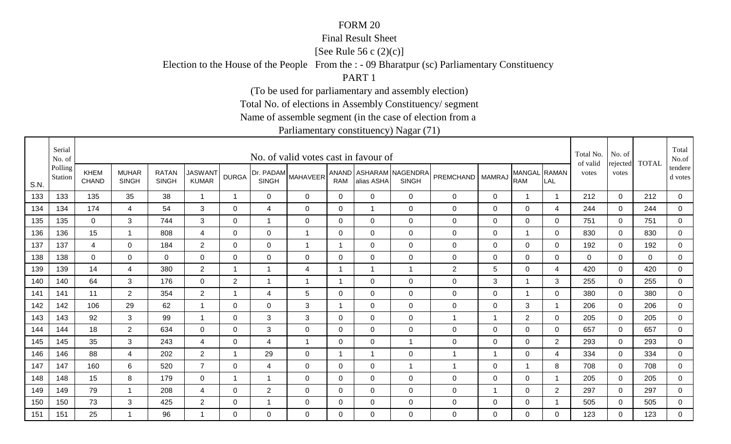FORM 20

Final Result Sheet

[See Rule 56 c (2)(c)]

Election to the House of the People From the : - 09 Bharatpur (sc) Parliamentary Constituency

PART 1

(To be used for parliamentary and assembly election)

Total No. of elections in Assembly Constituency/ segment

Name of assemble segment (in the case of election from a

Parliamentary constituency) Nagar (71)

| S.N. | Serial No. of Polling Station | No. of valid votes cast in favour of | | | | | | | | | | | | | | Total No. of valid votes | No. of rejected votes | TOTAL | Total No.of tendered votes |
|---|---|---|---|---|---|---|---|---|---|---|---|---|---|---|---|---|---|---|---|
| | | KHEM CHAND | MUHAR SINGH | RATAN SINGH | JASWANT KUMAR | DURGA | Dr. PADAM SINGH | MAHAVEER | ANAND RAM | ASHARAM alias ASHA | NAGENDRA SINGH | PREMCHAND | MAMRAJ | MANGAL RAM | RAMAN LAL | | | | |
| 133 | 133 | 135 | 35 | 38 | 1 | 1 | 0 | 0 | 0 | 0 | 0 | 0 | 0 | 1 | 1 | 212 | 0 | 212 | 0 |
| 134 | 134 | 174 | 4 | 54 | 3 | 0 | 4 | 0 | 0 | 1 | 0 | 0 | 0 | 0 | 4 | 244 | 0 | 244 | 0 |
| 135 | 135 | 0 | 3 | 744 | 3 | 0 | 1 | 0 | 0 | 0 | 0 | 0 | 0 | 0 | 0 | 751 | 0 | 751 | 0 |
| 136 | 136 | 15 | 1 | 808 | 4 | 0 | 0 | 1 | 0 | 0 | 0 | 0 | 0 | 1 | 0 | 830 | 0 | 830 | 0 |
| 137 | 137 | 4 | 0 | 184 | 2 | 0 | 0 | 1 | 1 | 0 | 0 | 0 | 0 | 0 | 0 | 192 | 0 | 192 | 0 |
| 138 | 138 | 0 | 0 | 0 | 0 | 0 | 0 | 0 | 0 | 0 | 0 | 0 | 0 | 0 | 0 | 0 | 0 | 0 | 0 |
| 139 | 139 | 14 | 4 | 380 | 2 | 1 | 1 | 4 | 1 | 1 | 1 | 2 | 5 | 0 | 4 | 420 | 0 | 420 | 0 |
| 140 | 140 | 64 | 3 | 176 | 0 | 2 | 1 | 1 | 1 | 0 | 0 | 0 | 3 | 1 | 3 | 255 | 0 | 255 | 0 |
| 141 | 141 | 11 | 2 | 354 | 2 | 1 | 4 | 5 | 0 | 0 | 0 | 0 | 0 | 1 | 0 | 380 | 0 | 380 | 0 |
| 142 | 142 | 106 | 29 | 62 | 1 | 0 | 0 | 3 | 1 | 0 | 0 | 0 | 0 | 3 | 1 | 206 | 0 | 206 | 0 |
| 143 | 143 | 92 | 3 | 99 | 1 | 0 | 3 | 3 | 0 | 0 | 0 | 1 | 1 | 2 | 0 | 205 | 0 | 205 | 0 |
| 144 | 144 | 18 | 2 | 634 | 0 | 0 | 3 | 0 | 0 | 0 | 0 | 0 | 0 | 0 | 0 | 657 | 0 | 657 | 0 |
| 145 | 145 | 35 | 3 | 243 | 4 | 0 | 4 | 1 | 0 | 0 | 1 | 0 | 0 | 0 | 2 | 293 | 0 | 293 | 0 |
| 146 | 146 | 88 | 4 | 202 | 2 | 1 | 29 | 0 | 1 | 1 | 0 | 1 | 1 | 0 | 4 | 334 | 0 | 334 | 0 |
| 147 | 147 | 160 | 6 | 520 | 7 | 0 | 4 | 0 | 0 | 0 | 1 | 1 | 0 | 1 | 8 | 708 | 0 | 708 | 0 |
| 148 | 148 | 15 | 8 | 179 | 0 | 1 | 1 | 0 | 0 | 0 | 0 | 0 | 0 | 0 | 1 | 205 | 0 | 205 | 0 |
| 149 | 149 | 79 | 1 | 208 | 4 | 0 | 2 | 0 | 0 | 0 | 0 | 0 | 1 | 0 | 2 | 297 | 0 | 297 | 0 |
| 150 | 150 | 73 | 3 | 425 | 2 | 0 | 1 | 0 | 0 | 0 | 0 | 0 | 0 | 0 | 1 | 505 | 0 | 505 | 0 |
| 151 | 151 | 25 | 1 | 96 | 1 | 0 | 0 | 0 | 0 | 0 | 0 | 0 | 0 | 0 | 0 | 123 | 0 | 123 | 0 |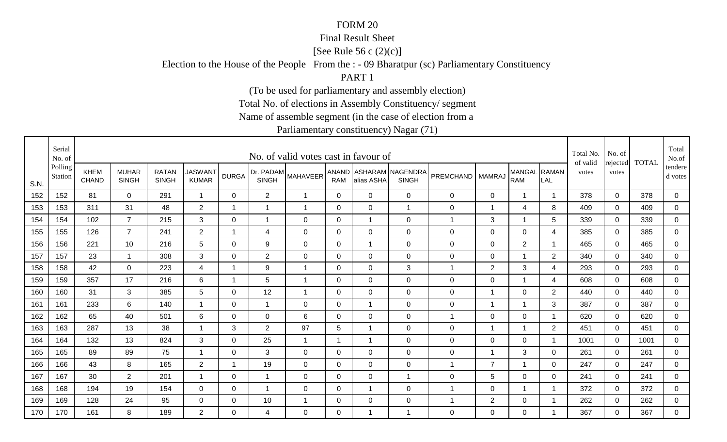FORM 20

Final Result Sheet

[See Rule 56 c (2)(c)]

Election to the House of the People From the : - 09 Bharatpur (sc) Parliamentary Constituency

PART 1

(To be used for parliamentary and assembly election)

Total No. of elections in Assembly Constituency/ segment

Name of assemble segment (in the case of election from a Parliamentary constituency) Nagar (71)

| S.N. | Serial No. of Polling Station | No. of valid votes cast in favour of | | | | | | | | | | | | | | Total No. of valid votes | No. of rejected votes | TOTAL | Total No.of tendered votes |
|---|---|---|---|---|---|---|---|---|---|---|---|---|---|---|---|---|---|---|---|
| | | KHEM CHAND | MUHAR SINGH | RATAN SINGH | JASWANT KUMAR | DURGA | Dr. PADAM SINGH | MAHAVEER | ANAND RAM | ASHARAM alias ASHA | NAGENDRA SINGH | PREMCHAND | MAMRAJ | MANGAL RAM | RAMAN LAL | | | | |
| 152 | 152 | 81 | 0 | 291 | 1 | 0 | 2 | 1 | 0 | 0 | 0 | 0 | 0 | 1 | 1 | 378 | 0 | 378 | 0 |
| 153 | 153 | 311 | 31 | 48 | 2 | 1 | 1 | 1 | 0 | 0 | 1 | 0 | 1 | 4 | 8 | 409 | 0 | 409 | 0 |
| 154 | 154 | 102 | 7 | 215 | 3 | 0 | 1 | 0 | 0 | 1 | 0 | 1 | 3 | 1 | 5 | 339 | 0 | 339 | 0 |
| 155 | 155 | 126 | 7 | 241 | 2 | 1 | 4 | 0 | 0 | 0 | 0 | 0 | 0 | 0 | 4 | 385 | 0 | 385 | 0 |
| 156 | 156 | 221 | 10 | 216 | 5 | 0 | 9 | 0 | 0 | 1 | 0 | 0 | 0 | 2 | 1 | 465 | 0 | 465 | 0 |
| 157 | 157 | 23 | 1 | 308 | 3 | 0 | 2 | 0 | 0 | 0 | 0 | 0 | 0 | 1 | 2 | 340 | 0 | 340 | 0 |
| 158 | 158 | 42 | 0 | 223 | 4 | 1 | 9 | 1 | 0 | 0 | 3 | 1 | 2 | 3 | 4 | 293 | 0 | 293 | 0 |
| 159 | 159 | 357 | 17 | 216 | 6 | 1 | 5 | 1 | 0 | 0 | 0 | 0 | 0 | 1 | 4 | 608 | 0 | 608 | 0 |
| 160 | 160 | 31 | 3 | 385 | 5 | 0 | 12 | 1 | 0 | 0 | 0 | 0 | 1 | 0 | 2 | 440 | 0 | 440 | 0 |
| 161 | 161 | 233 | 6 | 140 | 1 | 0 | 1 | 0 | 0 | 1 | 0 | 0 | 1 | 1 | 3 | 387 | 0 | 387 | 0 |
| 162 | 162 | 65 | 40 | 501 | 6 | 0 | 0 | 6 | 0 | 0 | 0 | 1 | 0 | 0 | 1 | 620 | 0 | 620 | 0 |
| 163 | 163 | 287 | 13 | 38 | 1 | 3 | 2 | 97 | 5 | 1 | 0 | 0 | 1 | 1 | 2 | 451 | 0 | 451 | 0 |
| 164 | 164 | 132 | 13 | 824 | 3 | 0 | 25 | 1 | 1 | 1 | 0 | 0 | 0 | 0 | 1 | 1001 | 0 | 1001 | 0 |
| 165 | 165 | 89 | 89 | 75 | 1 | 0 | 3 | 0 | 0 | 0 | 0 | 0 | 1 | 3 | 0 | 261 | 0 | 261 | 0 |
| 166 | 166 | 43 | 8 | 165 | 2 | 1 | 19 | 0 | 0 | 0 | 0 | 1 | 7 | 1 | 0 | 247 | 0 | 247 | 0 |
| 167 | 167 | 30 | 2 | 201 | 1 | 0 | 1 | 0 | 0 | 0 | 1 | 0 | 5 | 0 | 0 | 241 | 0 | 241 | 0 |
| 168 | 168 | 194 | 19 | 154 | 0 | 0 | 1 | 0 | 0 | 1 | 0 | 1 | 0 | 1 | 1 | 372 | 0 | 372 | 0 |
| 169 | 169 | 128 | 24 | 95 | 0 | 0 | 10 | 1 | 0 | 0 | 0 | 1 | 2 | 0 | 1 | 262 | 0 | 262 | 0 |
| 170 | 170 | 161 | 8 | 189 | 2 | 0 | 4 | 0 | 0 | 1 | 1 | 0 | 0 | 0 | 1 | 367 | 0 | 367 | 0 |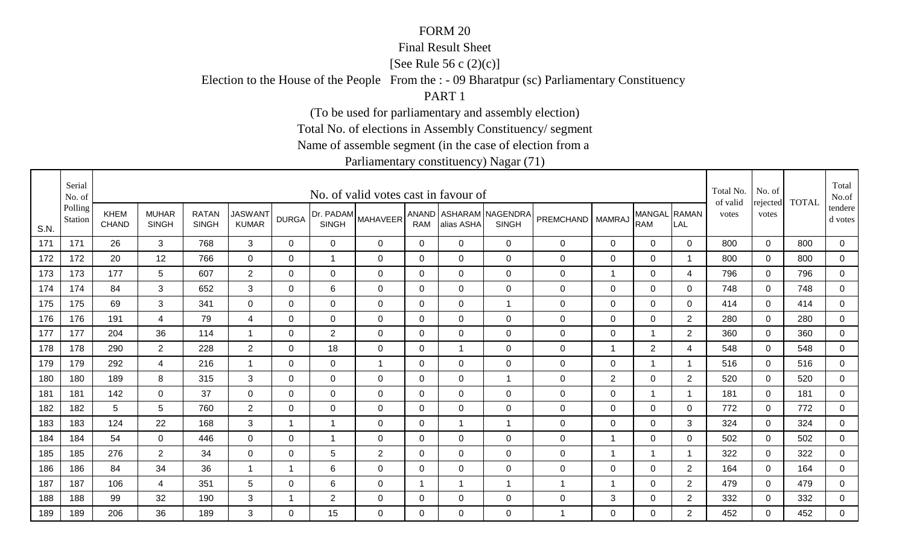FORM 20

Final Result Sheet

[See Rule 56 c (2)(c)]

Election to the House of the People From the : - 09 Bharatpur (sc) Parliamentary Constituency

PART 1

(To be used for parliamentary and assembly election)

Total No. of elections in Assembly Constituency/ segment

Name of assemble segment (in the case of election from a

Parliamentary constituency) Nagar (71)

| S.N. | Serial No. of Polling Station | No. of valid votes cast in favour of | | | | | | | | | | | | | | Total No. of valid votes | No. of rejected votes | TOTAL | Total No.of tendered votes |
|---|---|---|---|---|---|---|---|---|---|---|---|---|---|---|---|---|---|---|---|
| | | KHEM CHAND | MUHAR SINGH | RATAN SINGH | JASWANT KUMAR | DURGA | Dr. PADAM SINGH | MAHAVEER | ANAND RAM | ASHARAM alias ASHA | NAGENDRA SINGH | PREMCHAND | MAMRAJ | MANGAL RAM | RAMAN LAL | | | | |
| 171 | 171 | 26 | 3 | 768 | 3 | 0 | 0 | 0 | 0 | 0 | 0 | 0 | 0 | 0 | 0 | 800 | 0 | 800 | 0 |
| 172 | 172 | 20 | 12 | 766 | 0 | 0 | 1 | 0 | 0 | 0 | 0 | 0 | 0 | 0 | 1 | 800 | 0 | 800 | 0 |
| 173 | 173 | 177 | 5 | 607 | 2 | 0 | 0 | 0 | 0 | 0 | 0 | 0 | 1 | 0 | 4 | 796 | 0 | 796 | 0 |
| 174 | 174 | 84 | 3 | 652 | 3 | 0 | 6 | 0 | 0 | 0 | 0 | 0 | 0 | 0 | 0 | 748 | 0 | 748 | 0 |
| 175 | 175 | 69 | 3 | 341 | 0 | 0 | 0 | 0 | 0 | 0 | 1 | 0 | 0 | 0 | 0 | 414 | 0 | 414 | 0 |
| 176 | 176 | 191 | 4 | 79 | 4 | 0 | 0 | 0 | 0 | 0 | 0 | 0 | 0 | 0 | 2 | 280 | 0 | 280 | 0 |
| 177 | 177 | 204 | 36 | 114 | 1 | 0 | 2 | 0 | 0 | 0 | 0 | 0 | 0 | 1 | 2 | 360 | 0 | 360 | 0 |
| 178 | 178 | 290 | 2 | 228 | 2 | 0 | 18 | 0 | 0 | 1 | 0 | 0 | 1 | 2 | 4 | 548 | 0 | 548 | 0 |
| 179 | 179 | 292 | 4 | 216 | 1 | 0 | 0 | 1 | 0 | 0 | 0 | 0 | 0 | 1 | 1 | 516 | 0 | 516 | 0 |
| 180 | 180 | 189 | 8 | 315 | 3 | 0 | 0 | 0 | 0 | 0 | 1 | 0 | 2 | 0 | 2 | 520 | 0 | 520 | 0 |
| 181 | 181 | 142 | 0 | 37 | 0 | 0 | 0 | 0 | 0 | 0 | 0 | 0 | 0 | 1 | 1 | 181 | 0 | 181 | 0 |
| 182 | 182 | 5 | 5 | 760 | 2 | 0 | 0 | 0 | 0 | 0 | 0 | 0 | 0 | 0 | 0 | 772 | 0 | 772 | 0 |
| 183 | 183 | 124 | 22 | 168 | 3 | 1 | 1 | 0 | 0 | 1 | 1 | 0 | 0 | 0 | 3 | 324 | 0 | 324 | 0 |
| 184 | 184 | 54 | 0 | 446 | 0 | 0 | 1 | 0 | 0 | 0 | 0 | 0 | 1 | 0 | 0 | 502 | 0 | 502 | 0 |
| 185 | 185 | 276 | 2 | 34 | 0 | 0 | 5 | 2 | 0 | 0 | 0 | 0 | 1 | 1 | 1 | 322 | 0 | 322 | 0 |
| 186 | 186 | 84 | 34 | 36 | 1 | 1 | 6 | 0 | 0 | 0 | 0 | 0 | 0 | 0 | 2 | 164 | 0 | 164 | 0 |
| 187 | 187 | 106 | 4 | 351 | 5 | 0 | 6 | 0 | 1 | 1 | 1 | 1 | 1 | 0 | 2 | 479 | 0 | 479 | 0 |
| 188 | 188 | 99 | 32 | 190 | 3 | 1 | 2 | 0 | 0 | 0 | 0 | 0 | 3 | 0 | 2 | 332 | 0 | 332 | 0 |
| 189 | 189 | 206 | 36 | 189 | 3 | 0 | 15 | 0 | 0 | 0 | 0 | 1 | 0 | 0 | 2 | 452 | 0 | 452 | 0 |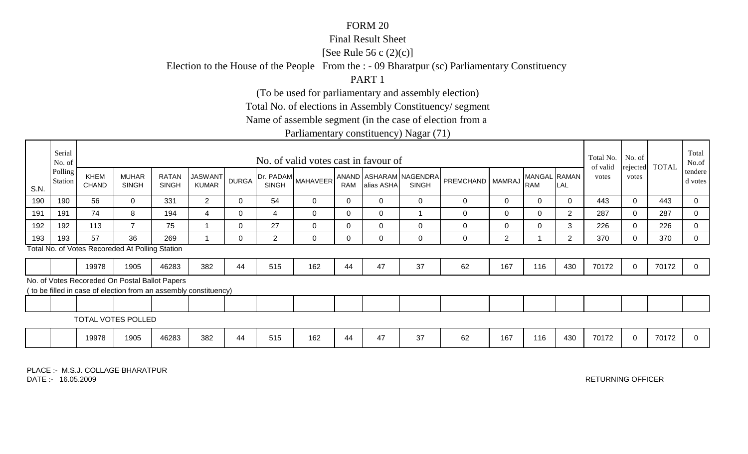# FORM 20

Final Result Sheet

[See Rule 56 c (2)(c)]

Election to the House of the People From the : - 09 Bharatpur (sc) Parliamentary Constituency

PART 1

(To be used for parliamentary and assembly election)

Total No. of elections in Assembly Constituency/ segment

Name of assemble segment (in the case of election from a

Parliamentary constituency) Nagar (71)

| S.N. | Serial No. of Polling Station | No. of valid votes cast in favour of | | | | | | | | | | | | | | Total No. of valid votes | No. of rejected votes | TOTAL | Total No.of tendered votes |
|---|---|---|---|---|---|---|---|---|---|---|---|---|---|---|---|---|---|---|---|
| | | KHEM CHAND | MUHAR SINGH | RATAN SINGH | JASWANT KUMAR | DURGA | Dr. PADAM SINGH | MAHAVEER | ANAND RAM | ASHARAM alias ASHA | NAGENDRA SINGH | PREMCHAND | MAMRAJ | MANGAL RAM | RAMAN LAL | | | | |
| 190 | 190 | 56 | 0 | 331 | 2 | 0 | 54 | 0 | 0 | 0 | 0 | 0 | 0 | 0 | 0 | 443 | 0 | 443 | 0 |
| 191 | 191 | 74 | 8 | 194 | 4 | 0 | 4 | 0 | 0 | 0 | 1 | 0 | 0 | 0 | 2 | 287 | 0 | 287 | 0 |
| 192 | 192 | 113 | 7 | 75 | 1 | 0 | 27 | 0 | 0 | 0 | 0 | 0 | 0 | 0 | 3 | 226 | 0 | 226 | 0 |
| 193 | 193 | 57 | 36 | 269 | 1 | 0 | 2 | 0 | 0 | 0 | 0 | 0 | 2 | 1 | 2 | 370 | 0 | 370 | 0 |
| Total No. of Votes Recoreded At Polling Station | | | | | | | | | | | | | | | | | | | |
| | | 19978 | 1905 | 46283 | 382 | 44 | 515 | 162 | 44 | 47 | 37 | 62 | 167 | 116 | 430 | 70172 | 0 | 70172 | 0 |
| No. of Votes Recoreded On Postal Ballot Papers ( to be filled in case of election from an assembly constituency) | | | | | | | | | | | | | | | | | | | |
| | | | | | | | | | | | | | | | | | | | |
| TOTAL VOTES POLLED | | | | | | | | | | | | | | | | | | | |
| | | 19978 | 1905 | 46283 | 382 | 44 | 515 | 162 | 44 | 47 | 37 | 62 | 167 | 116 | 430 | 70172 | 0 | 70172 | 0 |

PLACE :- M.S.J. COLLAGE BHARATPUR

DATE :- 16.05.2009

RETURNING OFFICER